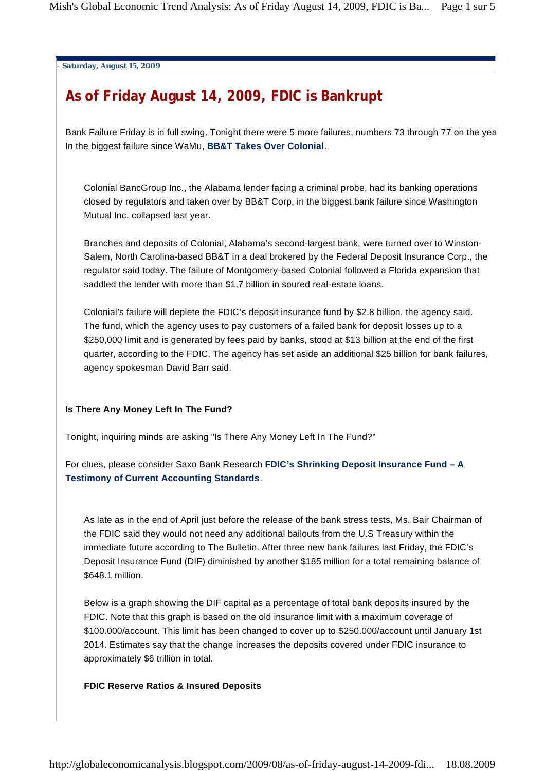Saturday, August 15, 2009

# As of Friday August 14, 2009, FDIC is Bankrupt

Bank Failure Friday is in full swing. Tonight there were 5 more failures, numbers 73 through 77 on the yea In the biggest failure since WaMu, **BB&T Takes Over Colonial**.

> Colonial BancGroup Inc., the Alabama lender facing a criminal probe, had its banking operations closed by regulators and taken over by BB&T Corp. in the biggest bank failure since Washington Mutual Inc. collapsed last year.
>
> Branches and deposits of Colonial, Alabama's second-largest bank, were turned over to Winston-Salem, North Carolina-based BB&T in a deal brokered by the Federal Deposit Insurance Corp., the regulator said today. The failure of Montgomery-based Colonial followed a Florida expansion that saddled the lender with more than $1.7 billion in soured real-estate loans.
>
> Colonial's failure will deplete the FDIC's deposit insurance fund by $2.8 billion, the agency said. The fund, which the agency uses to pay customers of a failed bank for deposit losses up to a $250,000 limit and is generated by fees paid by banks, stood at $13 billion at the end of the first quarter, according to the FDIC. The agency has set aside an additional $25 billion for bank failures, agency spokesman David Barr said.

**Is There Any Money Left In The Fund?**

Tonight, inquiring minds are asking "Is There Any Money Left In The Fund?"

For clues, please consider Saxo Bank Research **FDIC's Shrinking Deposit Insurance Fund – A Testimony of Current Accounting Standards**.

> As late as in the end of April just before the release of the bank stress tests, Ms. Bair Chairman of the FDIC said they would not need any additional bailouts from the U.S Treasury within the immediate future according to The Bulletin. After three new bank failures last Friday, the FDIC's Deposit Insurance Fund (DIF) diminished by another $185 million for a total remaining balance of $648.1 million.
>
> Below is a graph showing the DIF capital as a percentage of total bank deposits insured by the FDIC. Note that this graph is based on the old insurance limit with a maximum coverage of $100.000/account. This limit has been changed to cover up to $250.000/account until January 1st 2014. Estimates say that the change increases the deposits covered under FDIC insurance to approximately $6 trillion in total.
>
> **FDIC Reserve Ratios & Insured Deposits**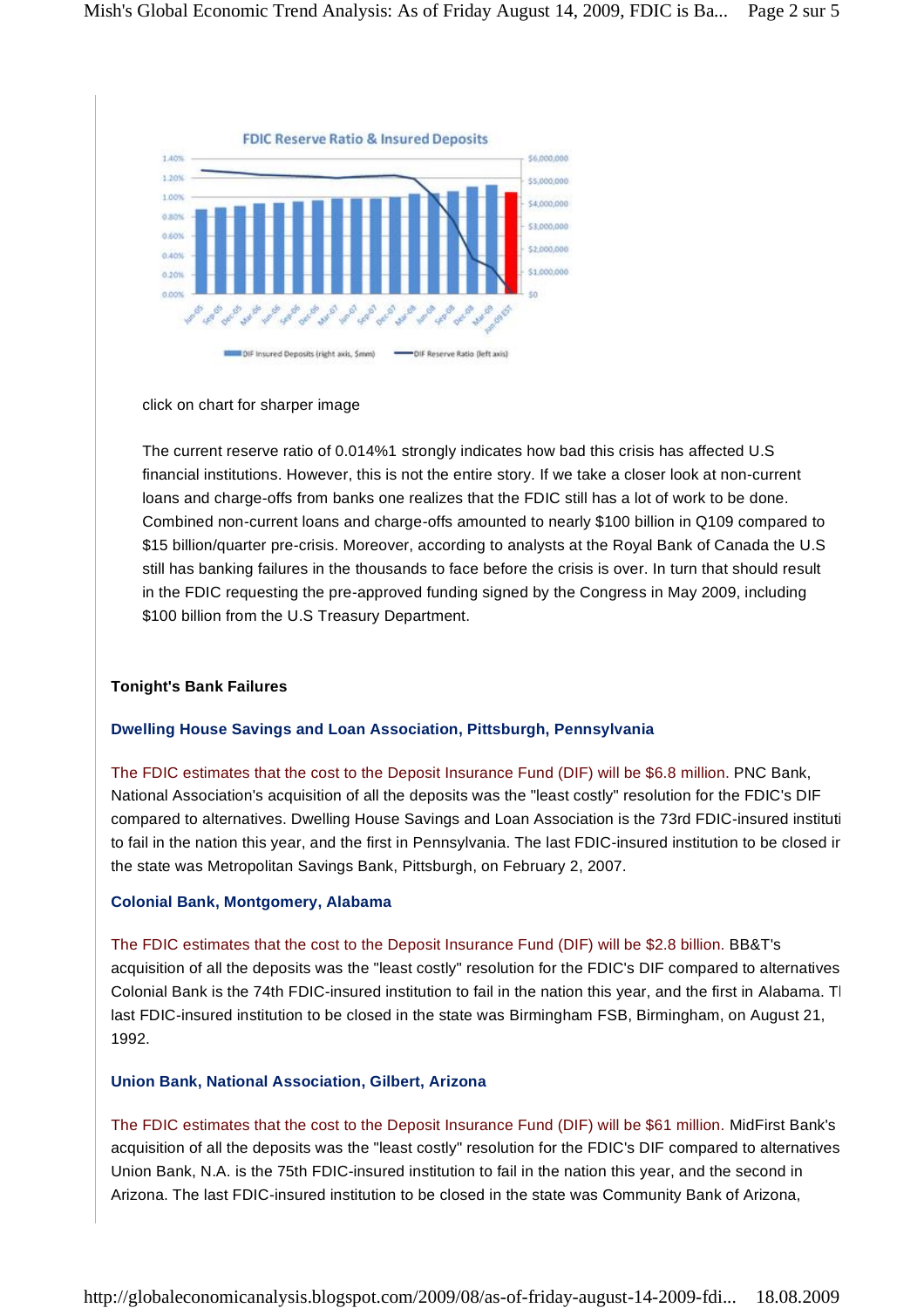click on chart for sharper image

The current reserve ratio of 0.014%1 strongly indicates how bad this crisis has affected U.S financial institutions. However, this is not the entire story. If we take a closer look at non-current loans and charge-offs from banks one realizes that the FDIC still has a lot of work to be done. Combined non-current loans and charge-offs amounted to nearly $100 billion in Q109 compared to $15 billion/quarter pre-crisis. Moreover, according to analysts at the Royal Bank of Canada the U.S still has banking failures in the thousands to face before the crisis is over. In turn that should result in the FDIC requesting the pre-approved funding signed by the Congress in May 2009, including $100 billion from the U.S Treasury Department.

**Tonight's Bank Failures**

**Dwelling House Savings and Loan Association, Pittsburgh, Pennsylvania**

The FDIC estimates that the cost to the Deposit Insurance Fund (DIF) will be $6.8 million. PNC Bank, National Association's acquisition of all the deposits was the "least costly" resolution for the FDIC's DIF compared to alternatives. Dwelling House Savings and Loan Association is the 73rd FDIC-insured instituti to fail in the nation this year, and the first in Pennsylvania. The last FDIC-insured institution to be closed ir the state was Metropolitan Savings Bank, Pittsburgh, on February 2, 2007.

**Colonial Bank, Montgomery, Alabama**

The FDIC estimates that the cost to the Deposit Insurance Fund (DIF) will be $2.8 billion. BB&T's acquisition of all the deposits was the "least costly" resolution for the FDIC's DIF compared to alternatives Colonial Bank is the 74th FDIC-insured institution to fail in the nation this year, and the first in Alabama. Tl last FDIC-insured institution to be closed in the state was Birmingham FSB, Birmingham, on August 21, 1992.

**Union Bank, National Association, Gilbert, Arizona**

The FDIC estimates that the cost to the Deposit Insurance Fund (DIF) will be $61 million. MidFirst Bank's acquisition of all the deposits was the "least costly" resolution for the FDIC's DIF compared to alternatives Union Bank, N.A. is the 75th FDIC-insured institution to fail in the nation this year, and the second in Arizona. The last FDIC-insured institution to be closed in the state was Community Bank of Arizona,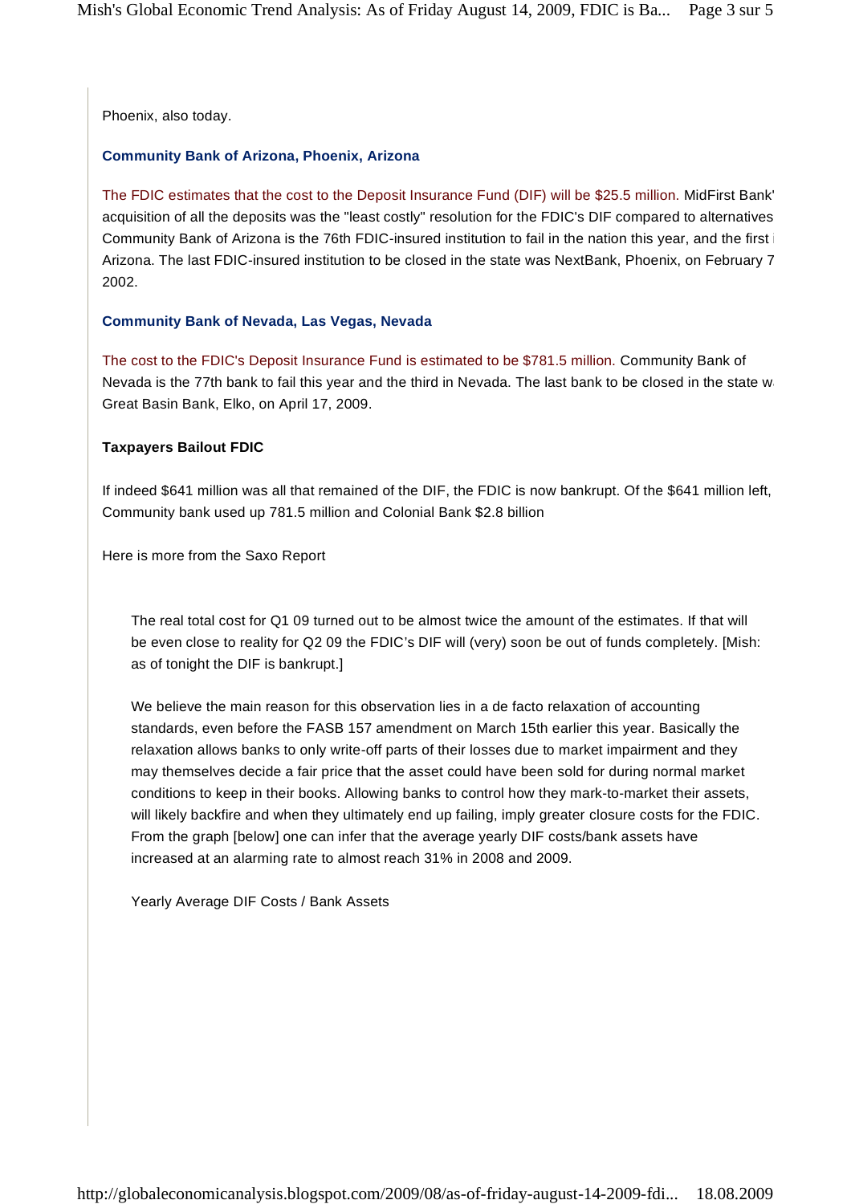Phoenix, also today.

**Community Bank of Arizona, Phoenix, Arizona**

The FDIC estimates that the cost to the Deposit Insurance Fund (DIF) will be $25.5 million. MidFirst Bank' acquisition of all the deposits was the "least costly" resolution for the FDIC's DIF compared to alternatives Community Bank of Arizona is the 76th FDIC-insured institution to fail in the nation this year, and the first i Arizona. The last FDIC-insured institution to be closed in the state was NextBank, Phoenix, on February 7 2002.

**Community Bank of Nevada, Las Vegas, Nevada**

The cost to the FDIC's Deposit Insurance Fund is estimated to be $781.5 million. Community Bank of Nevada is the 77th bank to fail this year and the third in Nevada. The last bank to be closed in the state w Great Basin Bank, Elko, on April 17, 2009.

**Taxpayers Bailout FDIC**

If indeed $641 million was all that remained of the DIF, the FDIC is now bankrupt. Of the $641 million left, Community bank used up 781.5 million and Colonial Bank $2.8 billion

Here is more from the Saxo Report

> The real total cost for Q1 09 turned out to be almost twice the amount of the estimates. If that will be even close to reality for Q2 09 the FDIC's DIF will (very) soon be out of funds completely. [Mish: as of tonight the DIF is bankrupt.]
>
> We believe the main reason for this observation lies in a de facto relaxation of accounting standards, even before the FASB 157 amendment on March 15th earlier this year. Basically the relaxation allows banks to only write-off parts of their losses due to market impairment and they may themselves decide a fair price that the asset could have been sold for during normal market conditions to keep in their books. Allowing banks to control how they mark-to-market their assets, will likely backfire and when they ultimately end up failing, imply greater closure costs for the FDIC. From the graph [below] one can infer that the average yearly DIF costs/bank assets have increased at an alarming rate to almost reach 31% in 2008 and 2009.
>
> Yearly Average DIF Costs / Bank Assets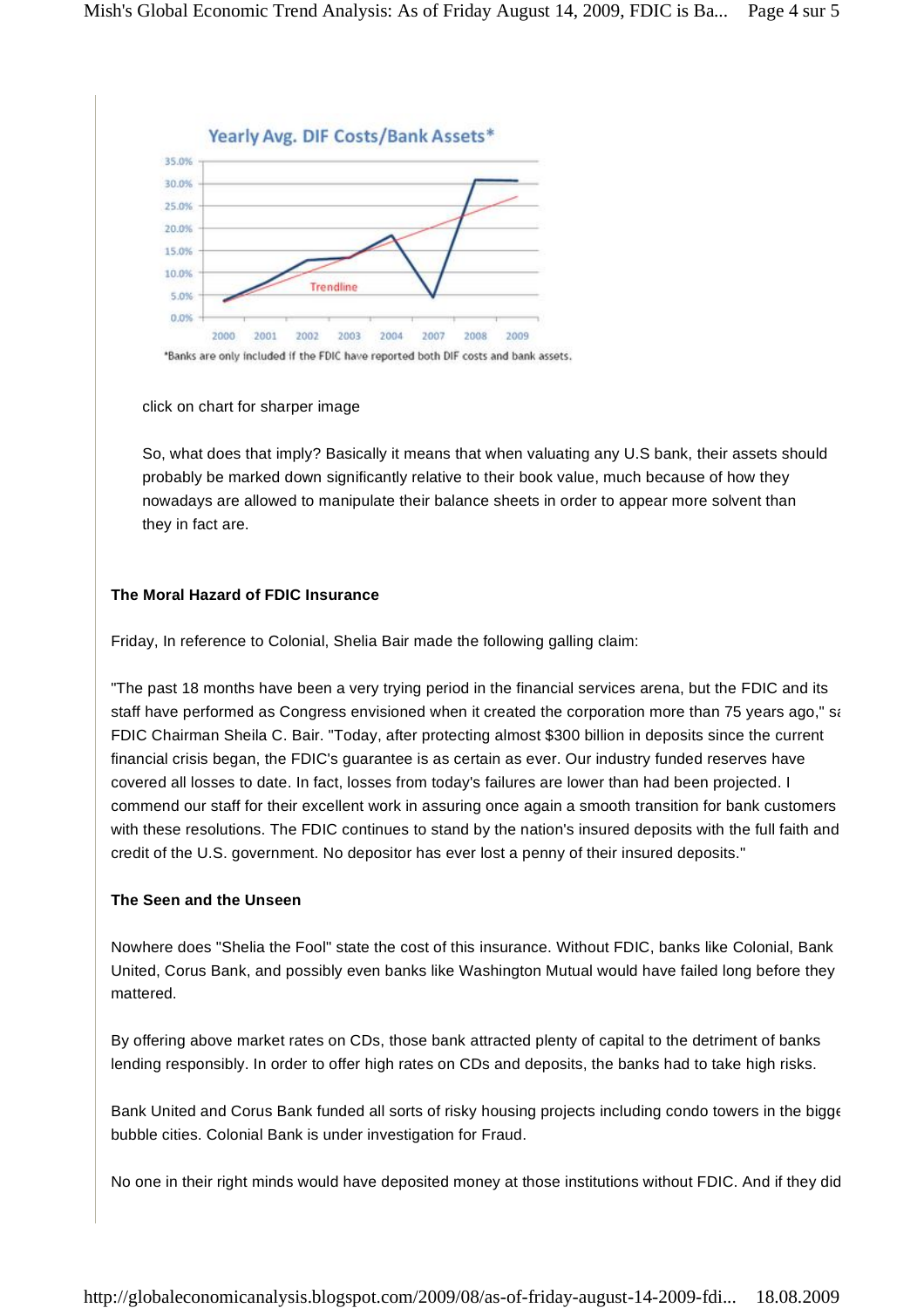Yearly Avg. DIF Costs/Bank Assets*

*Banks are only included if the FDIC have reported both DIF costs and bank assets.

click on chart for sharper image

So, what does that imply? Basically it means that when valuating any U.S bank, their assets should probably be marked down significantly relative to their book value, much because of how they nowadays are allowed to manipulate their balance sheets in order to appear more solvent than they in fact are.

**The Moral Hazard of FDIC Insurance**

Friday, In reference to Colonial, Shelia Bair made the following galling claim:

"The past 18 months have been a very trying period in the financial services arena, but the FDIC and its staff have performed as Congress envisioned when it created the corporation more than 75 years ago," sa FDIC Chairman Sheila C. Bair. "Today, after protecting almost $300 billion in deposits since the current financial crisis began, the FDIC's guarantee is as certain as ever. Our industry funded reserves have covered all losses to date. In fact, losses from today's failures are lower than had been projected. I commend our staff for their excellent work in assuring once again a smooth transition for bank customers with these resolutions. The FDIC continues to stand by the nation's insured deposits with the full faith and credit of the U.S. government. No depositor has ever lost a penny of their insured deposits."

**The Seen and the Unseen**

Nowhere does "Shelia the Fool" state the cost of this insurance. Without FDIC, banks like Colonial, Bank United, Corus Bank, and possibly even banks like Washington Mutual would have failed long before they mattered.

By offering above market rates on CDs, those bank attracted plenty of capital to the detriment of banks lending responsibly. In order to offer high rates on CDs and deposits, the banks had to take high risks.

Bank United and Corus Bank funded all sorts of risky housing projects including condo towers in the bigge bubble cities. Colonial Bank is under investigation for Fraud.

No one in their right minds would have deposited money at those institutions without FDIC. And if they did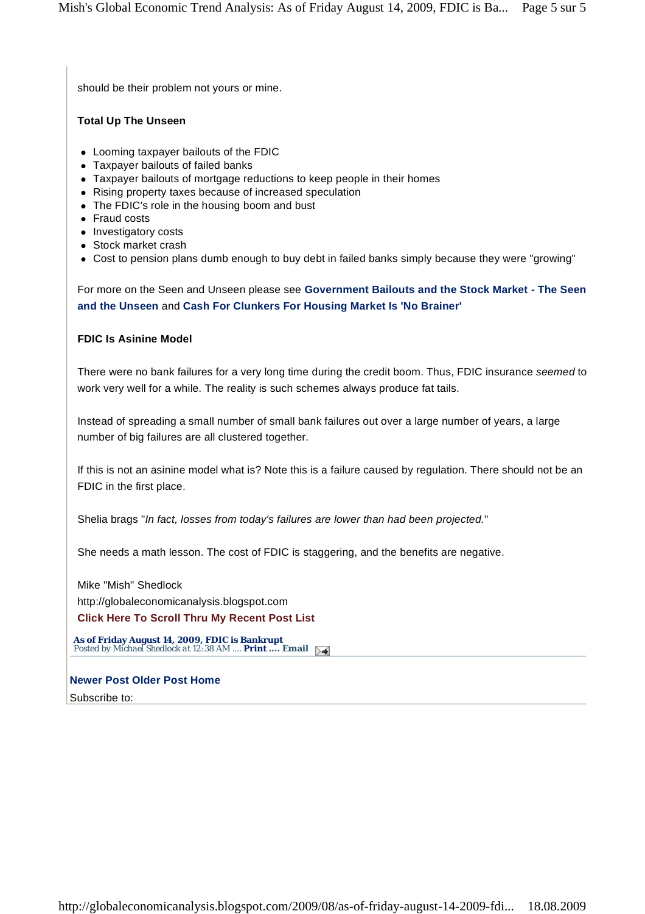should be their problem not yours or mine.

**Total Up The Unseen**

- Looming taxpayer bailouts of the FDIC
- Taxpayer bailouts of failed banks
- Taxpayer bailouts of mortgage reductions to keep people in their homes
- Rising property taxes because of increased speculation
- The FDIC's role in the housing boom and bust
- Fraud costs
- Investigatory costs
- Stock market crash
- Cost to pension plans dumb enough to buy debt in failed banks simply because they were "growing"

For more on the Seen and Unseen please see **Government Bailouts and the Stock Market - The Seen and the Unseen** and **Cash For Clunkers For Housing Market Is 'No Brainer'**

**FDIC Is Asinine Model**

There were no bank failures for a very long time during the credit boom. Thus, FDIC insurance *seemed* to work very well for a while. The reality is such schemes always produce fat tails.

Instead of spreading a small number of small bank failures out over a large number of years, a large number of big failures are all clustered together.

If this is not an asinine model what is? Note this is a failure caused by regulation. There should not be an FDIC in the first place.

Shelia brags "*In fact, losses from today's failures are lower than had been projected.*"

She needs a math lesson. The cost of FDIC is staggering, and the benefits are negative.

Mike "Mish" Shedlock
http://globaleconomicanalysis.blogspot.com
**Click Here To Scroll Thru My Recent Post List**

**As of Friday August 14, 2009, FDIC is Bankrupt**
Posted by Michael Shedlock at 12:38 AM .... **Print .... Email**

**Newer Post Older Post Home**

Subscribe to: